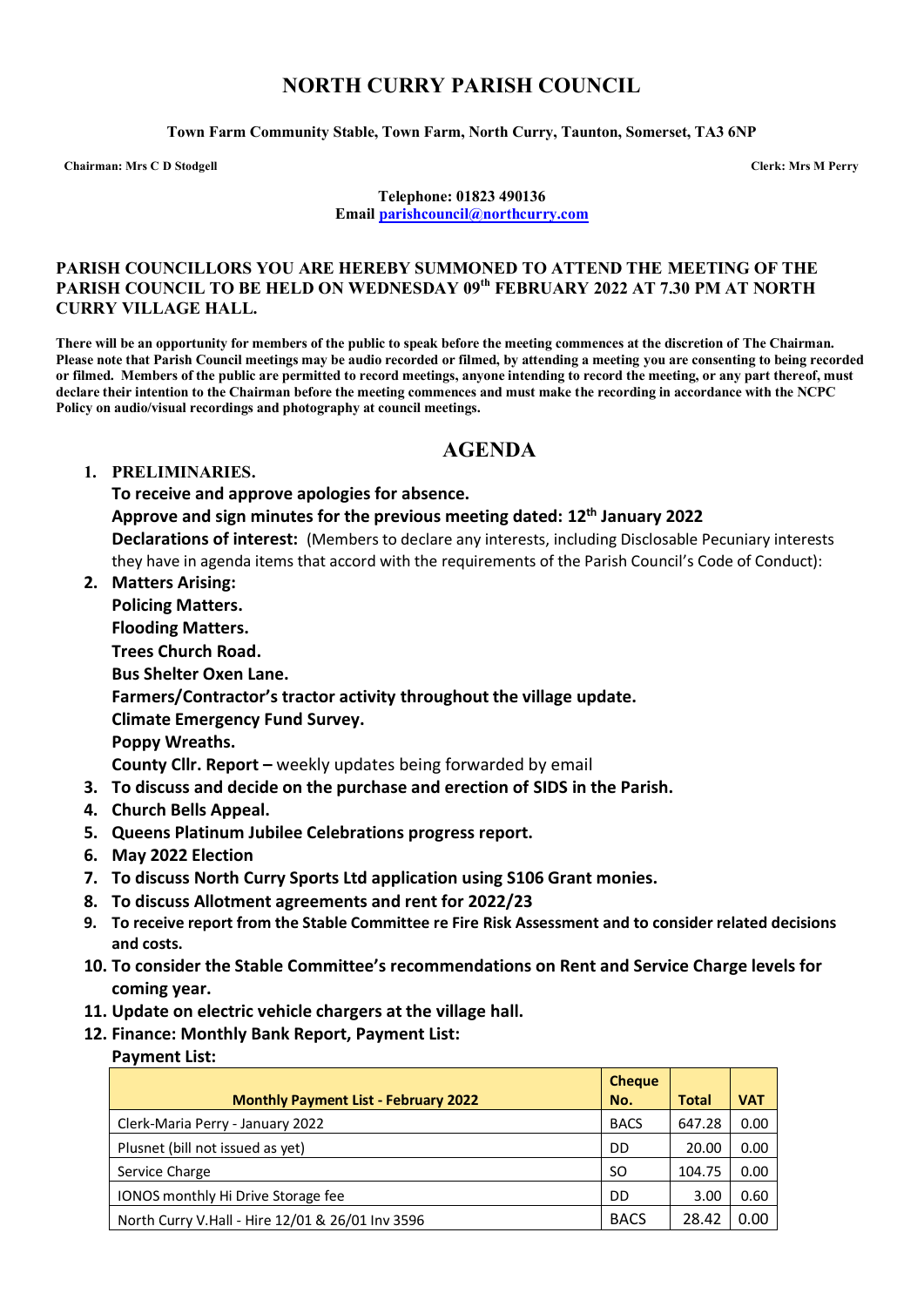# NORTH CURRY PARISH COUNCIL

**Town Farm Community Stable, Town Farm, North Curry, Taunton, Somerset, TA3 6NP**

**Chairman: Mrs C D Stodgell** **Clerk: Mrs M Perry**

**Telephone: 01823 490136**
**Email parishcouncil@northcurry.com**

**PARISH COUNCILLORS YOU ARE HEREBY SUMMONED TO ATTEND THE MEETING OF THE PARISH COUNCIL TO BE HELD ON WEDNESDAY 09th FEBRUARY 2022 AT 7.30 PM AT NORTH CURRY VILLAGE HALL.**

**There will be an opportunity for members of the public to speak before the meeting commences at the discretion of The Chairman. Please note that Parish Council meetings may be audio recorded or filmed, by attending a meeting you are consenting to being recorded or filmed. Members of the public are permitted to record meetings, anyone intending to record the meeting, or any part thereof, must declare their intention to the Chairman before the meeting commences and must make the recording in accordance with the NCPC Policy on audio/visual recordings and photography at council meetings.**

## AGENDA

1. **PRELIMINARIES.**
   **To receive and approve apologies for absence.**
   **Approve and sign minutes for the previous meeting dated: 12th January 2022**
   **Declarations of interest:** (Members to declare any interests, including Disclosable Pecuniary interests they have in agenda items that accord with the requirements of the Parish Council's Code of Conduct):
2. **Matters Arising:**
   **Policing Matters.**
   **Flooding Matters.**
   **Trees Church Road.**
   **Bus Shelter Oxen Lane.**
   **Farmers/Contractor's tractor activity throughout the village update.**
   **Climate Emergency Fund Survey.**
   **Poppy Wreaths.**
   **County Cllr. Report –** weekly updates being forwarded by email
3. **To discuss and decide on the purchase and erection of SIDS in the Parish.**
4. **Church Bells Appeal.**
5. **Queens Platinum Jubilee Celebrations progress report.**
6. **May 2022 Election**
7. **To discuss North Curry Sports Ltd application using S106 Grant monies.**
8. **To discuss Allotment agreements and rent for 2022/23**
9. **To receive report from the Stable Committee re Fire Risk Assessment and to consider related decisions and costs.**
10. **To consider the Stable Committee's recommendations on Rent and Service Charge levels for coming year.**
11. **Update on electric vehicle chargers at the village hall.**
12. **Finance: Monthly Bank Report, Payment List:**
    **Payment List:**

| Monthly Payment List - February 2022 | Cheque No. | Total | VAT |
|---|---|---|---|
| Clerk-Maria Perry - January 2022 | BACS | 647.28 | 0.00 |
| Plusnet (bill not issued as yet) | DD | 20.00 | 0.00 |
| Service Charge | SO | 104.75 | 0.00 |
| IONOS monthly Hi Drive Storage fee | DD | 3.00 | 0.60 |
| North Curry V.Hall - Hire 12/01 & 26/01 Inv 3596 | BACS | 28.42 | 0.00 |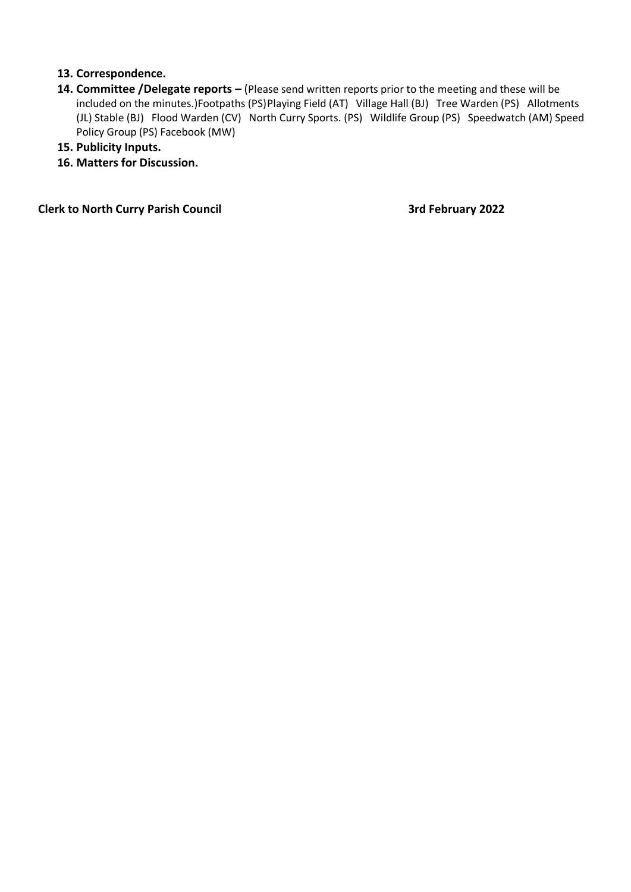13. **Correspondence.**
14. **Committee /Delegate reports –** (Please send written reports prior to the meeting and these will be included on the minutes.)Footpaths (PS)Playing Field (AT) Village Hall (BJ) Tree Warden (PS) Allotments (JL) Stable (BJ) Flood Warden (CV) North Curry Sports. (PS) Wildlife Group (PS) Speedwatch (AM) Speed Policy Group (PS) Facebook (MW)
15. **Publicity Inputs.**
16. **Matters for Discussion.**

**Clerk to North Curry Parish Council** **3rd February 2022**